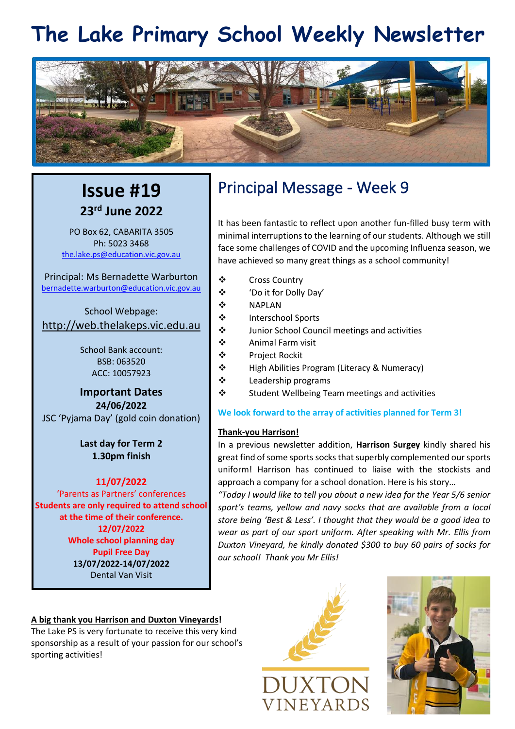# The Lake Primary School Weekly Newsletter

## Issue #19

**23rd June 2022**

PO Box 62, CABARITA 3505
Ph: 5023 3468
the.lake.ps@education.vic.gov.au

Principal: Ms Bernadette Warburton
bernadette.warburton@education.vic.gov.au

School Webpage:
http://web.thelakeps.vic.edu.au

School Bank account:
BSB: 063520
ACC: 10057923

**Important Dates**

**24/06/2022**
JSC 'Pyjama Day' (gold coin donation)

**Last day for Term 2**
**1.30pm finish**

**11/07/2022**
'Parents as Partners' conferences
**Students are only required to attend school at the time of their conference.**

**12/07/2022**
**Whole school planning day**
**Pupil Free Day**

**13/07/2022-14/07/2022**
Dental Van Visit

## Principal Message - Week 9

It has been fantastic to reflect upon another fun-filled busy term with minimal interruptions to the learning of our students. Although we still face some challenges of COVID and the upcoming Influenza season, we have achieved so many great things as a school community!

- Cross Country
- 'Do it for Dolly Day'
- NAPLAN
- Interschool Sports
- Junior School Council meetings and activities
- Animal Farm visit
- Project Rockit
- High Abilities Program (Literacy & Numeracy)
- Leadership programs
- Student Wellbeing Team meetings and activities

**We look forward to the array of activities planned for Term 3!**

**Thank-you Harrison!**

In a previous newsletter addition, **Harrison Surgey** kindly shared his great find of some sports socks that superbly complemented our sports uniform! Harrison has continued to liaise with the stockists and approach a company for a school donation. Here is his story…

*"Today I would like to tell you about a new idea for the Year 5/6 senior sport's teams, yellow and navy socks that are available from a local store being 'Best & Less'. I thought that they would be a good idea to wear as part of our sport uniform. After speaking with Mr. Ellis from Duxton Vineyard, he kindly donated $300 to buy 60 pairs of socks for our school! Thank you Mr Ellis!*

**A big thank you Harrison and Duxton Vineyards!**

The Lake PS is very fortunate to receive this very kind sponsorship as a result of your passion for our school's sporting activities!

DUXTON VINEYARDS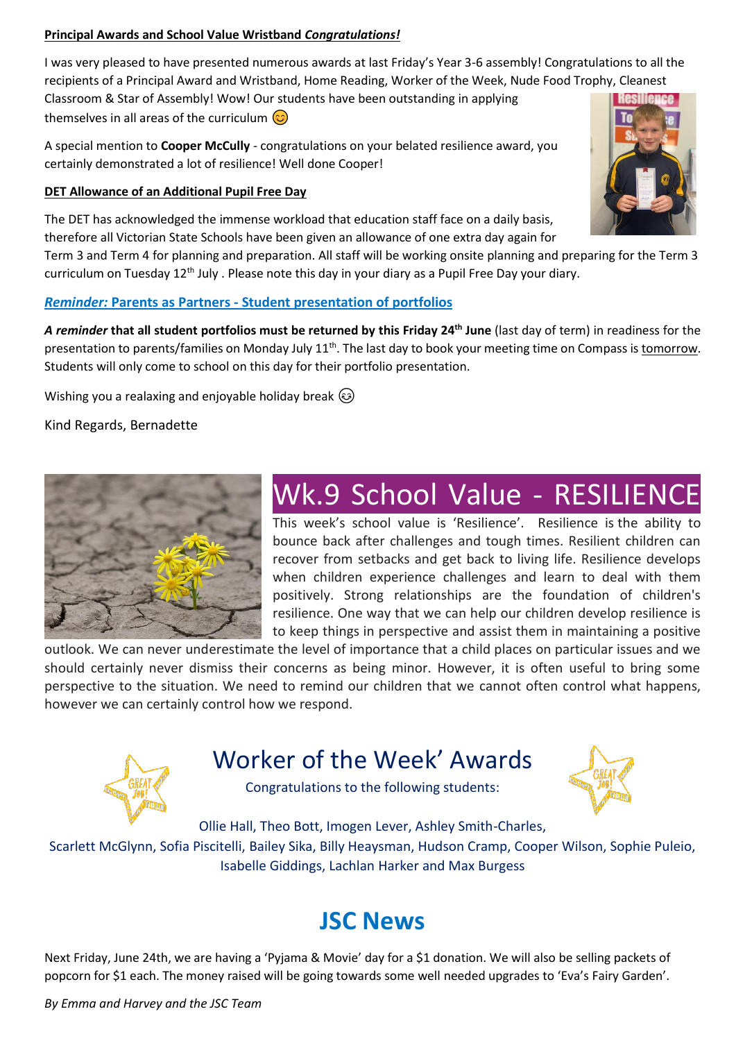**Principal Awards and School Value Wristband *Congratulations!***

I was very pleased to have presented numerous awards at last Friday's Year 3-6 assembly! Congratulations to all the recipients of a Principal Award and Wristband, Home Reading, Worker of the Week, Nude Food Trophy, Cleanest Classroom & Star of Assembly! Wow! Our students have been outstanding in applying themselves in all areas of the curriculum 😊

A special mention to **Cooper McCully** - congratulations on your belated resilience award, you certainly demonstrated a lot of resilience! Well done Cooper!

**DET Allowance of an Additional Pupil Free Day**

The DET has acknowledged the immense workload that education staff face on a daily basis, therefore all Victorian State Schools have been given an allowance of one extra day again for Term 3 and Term 4 for planning and preparation. All staff will be working onsite planning and preparing for the Term 3 curriculum on Tuesday 12th July . Please note this day in your diary as a Pupil Free Day your diary.

***Reminder:* Parents as Partners - Student presentation of portfolios**

***A reminder* that all student portfolios must be returned by this Friday 24th June** (last day of term) in readiness for the presentation to parents/families on Monday July 11th. The last day to book your meeting time on Compass is tomorrow. Students will only come to school on this day for their portfolio presentation.

Wishing you a realaxing and enjoyable holiday break 😉

Kind Regards, Bernadette

# Wk.9 School Value - RESILIENCE

This week's school value is 'Resilience'. Resilience is the ability to bounce back after challenges and tough times. Resilient children can recover from setbacks and get back to living life. Resilience develops when children experience challenges and learn to deal with them positively. Strong relationships are the foundation of children's resilience. One way that we can help our children develop resilience is to keep things in perspective and assist them in maintaining a positive outlook. We can never underestimate the level of importance that a child places on particular issues and we should certainly never dismiss their concerns as being minor. However, it is often useful to bring some perspective to the situation. We need to remind our children that we cannot often control what happens, however we can certainly control how we respond.

## Worker of the Week' Awards

Congratulations to the following students:

Ollie Hall, Theo Bott, Imogen Lever, Ashley Smith-Charles, Scarlett McGlynn, Sofia Piscitelli, Bailey Sika, Billy Heaysman, Hudson Cramp, Cooper Wilson, Sophie Puleio, Isabelle Giddings, Lachlan Harker and Max Burgess

## JSC News

Next Friday, June 24th, we are having a 'Pyjama & Movie' day for a $1 donation. We will also be selling packets of popcorn for $1 each. The money raised will be going towards some well needed upgrades to 'Eva's Fairy Garden'.

*By Emma and Harvey and the JSC Team*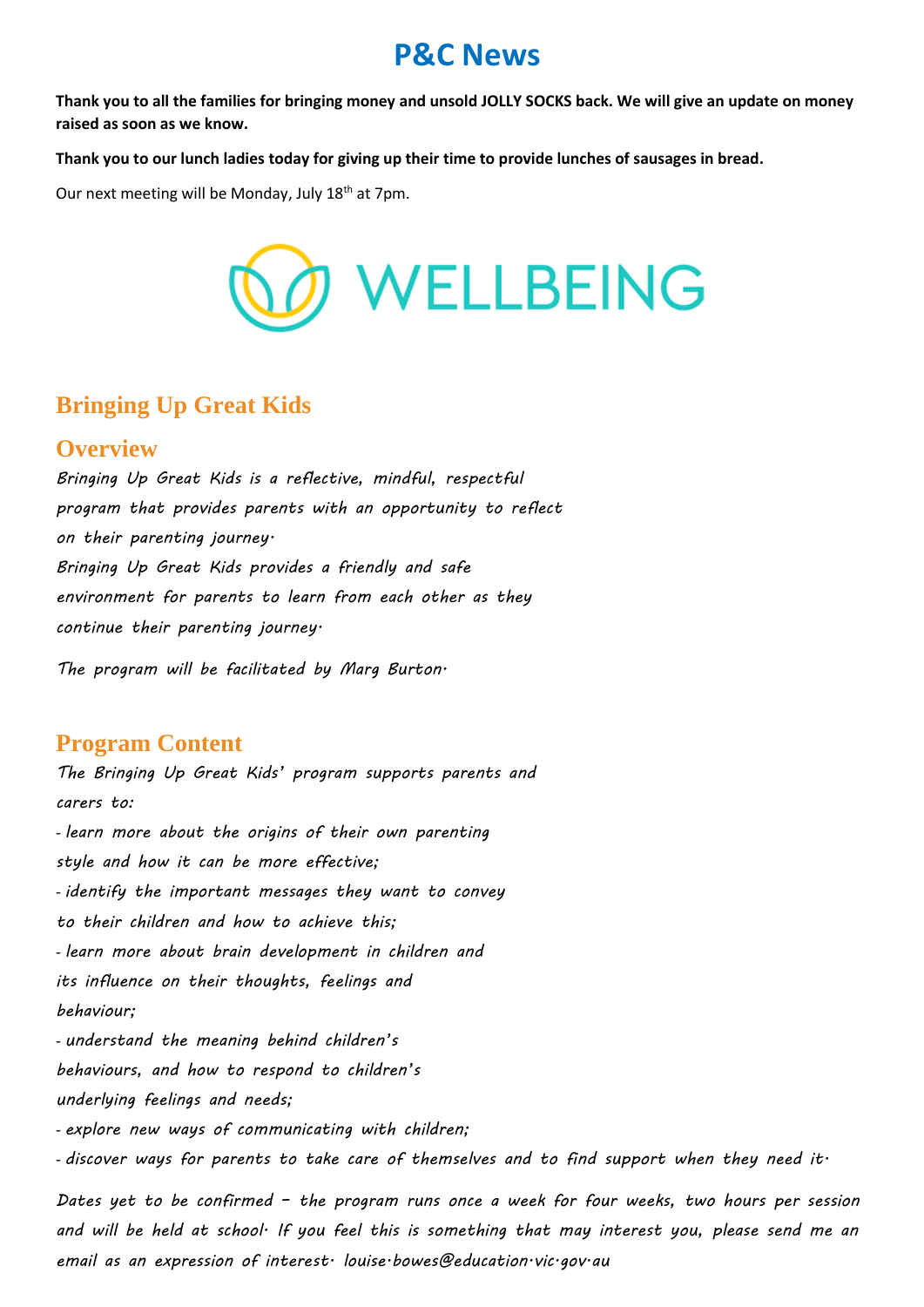# P&C News

**Thank you to all the families for bringing money and unsold JOLLY SOCKS back. We will give an update on money raised as soon as we know.**

**Thank you to our lunch ladies today for giving up their time to provide lunches of sausages in bread.**

Our next meeting will be Monday, July 18th at 7pm.

WELLBEING

## Bringing Up Great Kids

### Overview

*Bringing Up Great Kids is a reflective, mindful, respectful program that provides parents with an opportunity to reflect on their parenting journey.*

*Bringing Up Great Kids provides a friendly and safe environment for parents to learn from each other as they continue their parenting journey.*

*The program will be facilitated by Marg Burton.*

### Program Content

*The Bringing Up Great Kids' program supports parents and carers to:*

- *learn more about the origins of their own parenting style and how it can be more effective;*
- *identify the important messages they want to convey to their children and how to achieve this;*
- *learn more about brain development in children and its influence on their thoughts, feelings and behaviour;*
- *understand the meaning behind children's behaviours, and how to respond to children's underlying feelings and needs;*
- *explore new ways of communicating with children;*
- *discover ways for parents to take care of themselves and to find support when they need it.*

*Dates yet to be confirmed – the program runs once a week for four weeks, two hours per session and will be held at school. If you feel this is something that may interest you, please send me an email as an expression of interest. louise.bowes@education.vic.gov.au*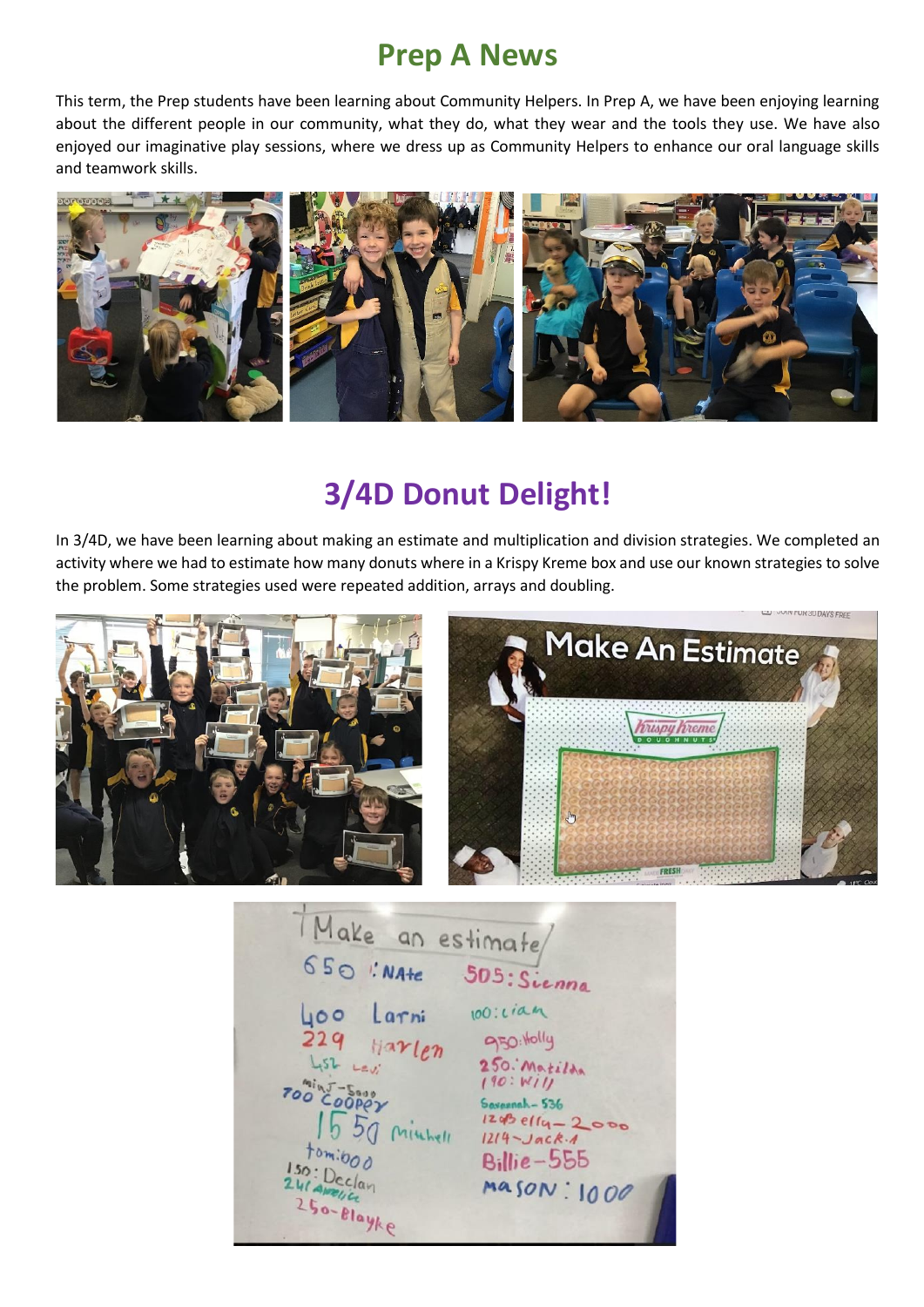# Prep A News

This term, the Prep students have been learning about Community Helpers. In Prep A, we have been enjoying learning about the different people in our community, what they do, what they wear and the tools they use. We have also enjoyed our imaginative play sessions, where we dress up as Community Helpers to enhance our oral language skills and teamwork skills.

# 3/4D Donut Delight!

In 3/4D, we have been learning about making an estimate and multiplication and division strategies. We completed an activity where we had to estimate how many donuts where in a Krispy Kreme box and use our known strategies to solve the problem. Some strategies used were repeated addition, arrays and doubling.